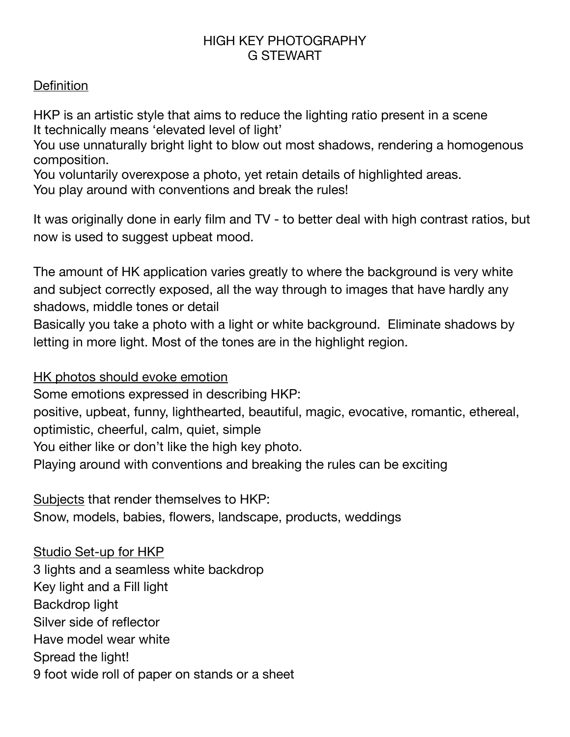# HIGH KEY PHOTOGRAPHY
## G STEWART

<u>Definition</u>

HKP is an artistic style that aims to reduce the lighting ratio present in a scene
It technically means 'elevated level of light'
You use unnaturally bright light to blow out most shadows, rendering a homogenous composition.
You voluntarily overexpose a photo, yet retain details of highlighted areas.
You play around with conventions and break the rules!

It was originally done in early film and TV - to better deal with high contrast ratios, but now is used to suggest upbeat mood.

The amount of HK application varies greatly to where the background is very white and subject correctly exposed, all the way through to images that have hardly any shadows, middle tones or detail
Basically you take a photo with a light or white background. Eliminate shadows by letting in more light. Most of the tones are in the highlight region.

<u>HK photos should evoke emotion</u>
Some emotions expressed in describing HKP:
positive, upbeat, funny, lighthearted, beautiful, magic, evocative, romantic, ethereal, optimistic, cheerful, calm, quiet, simple
You either like or don't like the high key photo.
Playing around with conventions and breaking the rules can be exciting

<u>Subjects</u> that render themselves to HKP:
Snow, models, babies, flowers, landscape, products, weddings

<u>Studio Set-up for HKP</u>
3 lights and a seamless white backdrop
Key light and a Fill light
Backdrop light
Silver side of reflector
Have model wear white
Spread the light!
9 foot wide roll of paper on stands or a sheet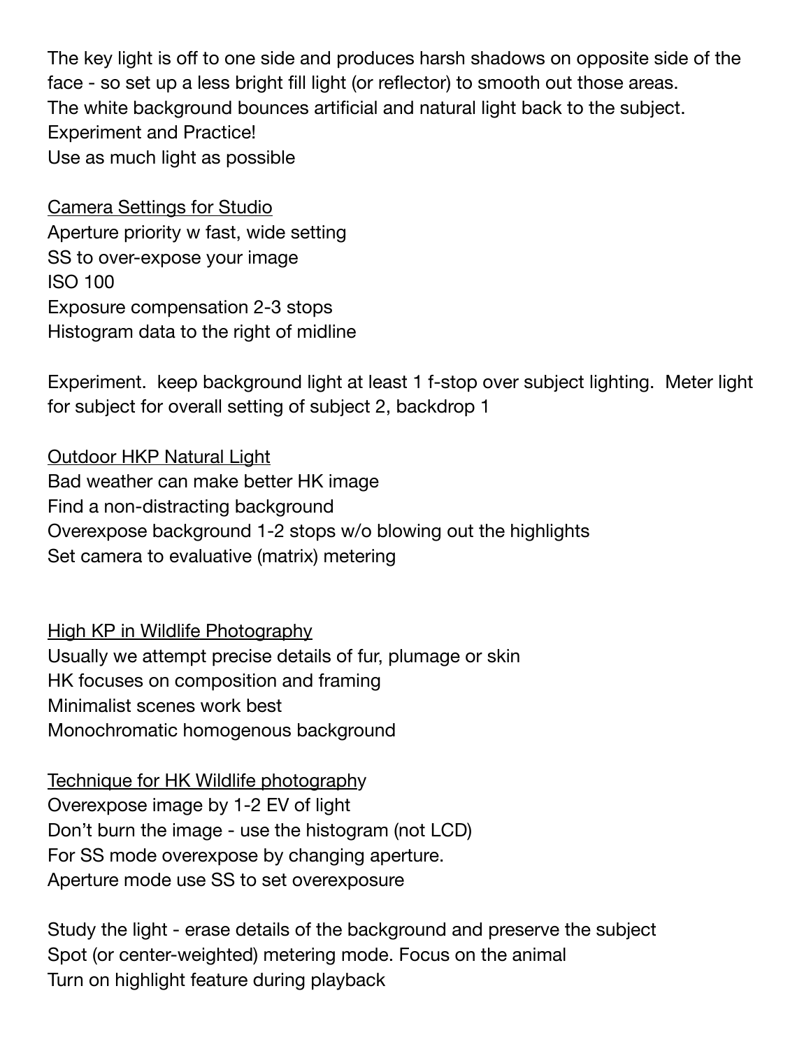The key light is off to one side and produces harsh shadows on opposite side of the face - so set up a less bright fill light (or reflector) to smooth out those areas.
The white background bounces artificial and natural light back to the subject.
Experiment and Practice!
Use as much light as possible

<u>Camera Settings for Studio</u>
Aperture priority w fast, wide setting
SS to over-expose your image
ISO 100
Exposure compensation 2-3 stops
Histogram data to the right of midline

Experiment.  keep background light at least 1 f-stop over subject lighting.  Meter light for subject for overall setting of subject 2, backdrop 1

<u>Outdoor HKP Natural Light</u>
Bad weather can make better HK image
Find a non-distracting background
Overexpose background 1-2 stops w/o blowing out the highlights
Set camera to evaluative (matrix) metering

<u>High KP in Wildlife Photography</u>
Usually we attempt precise details of fur, plumage or skin
HK focuses on composition and framing
Minimalist scenes work best
Monochromatic homogenous background

<u>Technique for HK Wildlife photography</u>
Overexpose image by 1-2 EV of light
Don't burn the image - use the histogram (not LCD)
For SS mode overexpose by changing aperture.
Aperture mode use SS to set overexposure

Study the light - erase details of the background and preserve the subject
Spot (or center-weighted) metering mode. Focus on the animal
Turn on highlight feature during playback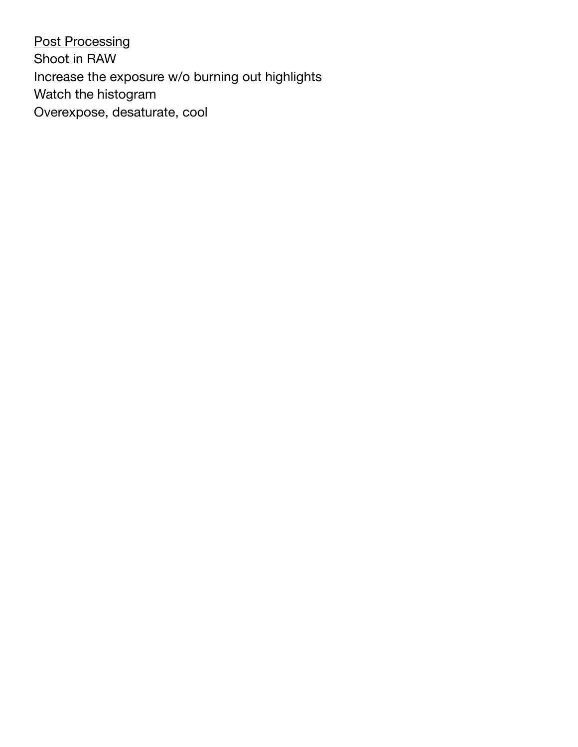<u>Post Processing</u>

Shoot in RAW

Increase the exposure w/o burning out highlights

Watch the histogram

Overexpose, desaturate, cool